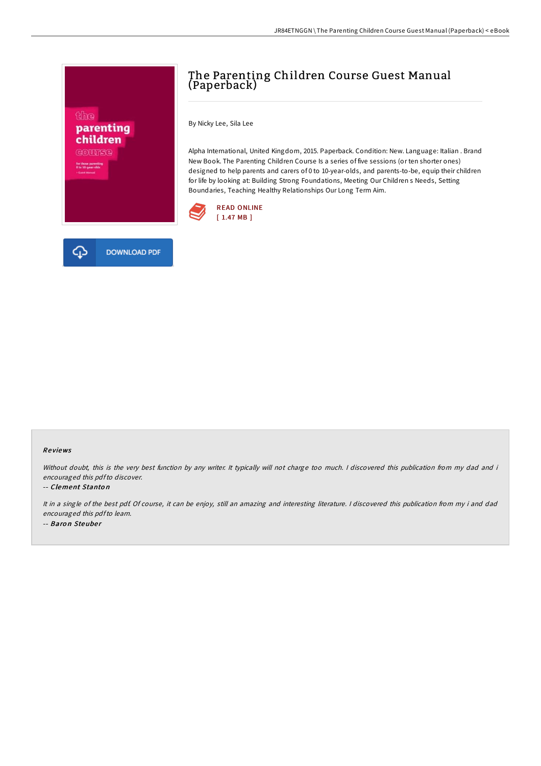# The Parenting Children Course Guest Manual (Paperback)

By Nicky Lee, Sila Lee

Alpha International, United Kingdom, 2015. Paperback. Condition: New. Language: Italian . Brand New Book. The Parenting Children Course Is a series of five sessions (or ten shorter ones) designed to help parents and carers of 0 to 10-year-olds, and parents-to-be, equip their children for life by looking at: Building Strong Foundations, Meeting Our Children s Needs, Setting Boundaries, Teaching Healthy Relationships Our Long Term Aim.

READ ONLINE
[ 1.47 MB ]

DOWNLOAD PDF

### Reviews

*Without doubt, this is the very best function by any writer. It typically will not charge too much. I discovered this publication from my dad and i encouraged this pdf to discover.*

-- ***Clement Stanton***

*It in a single of the best pdf. Of course, it can be enjoy, still an amazing and interesting literature. I discovered this publication from my i and dad encouraged this pdf to learn.*

-- ***Baron Steuber***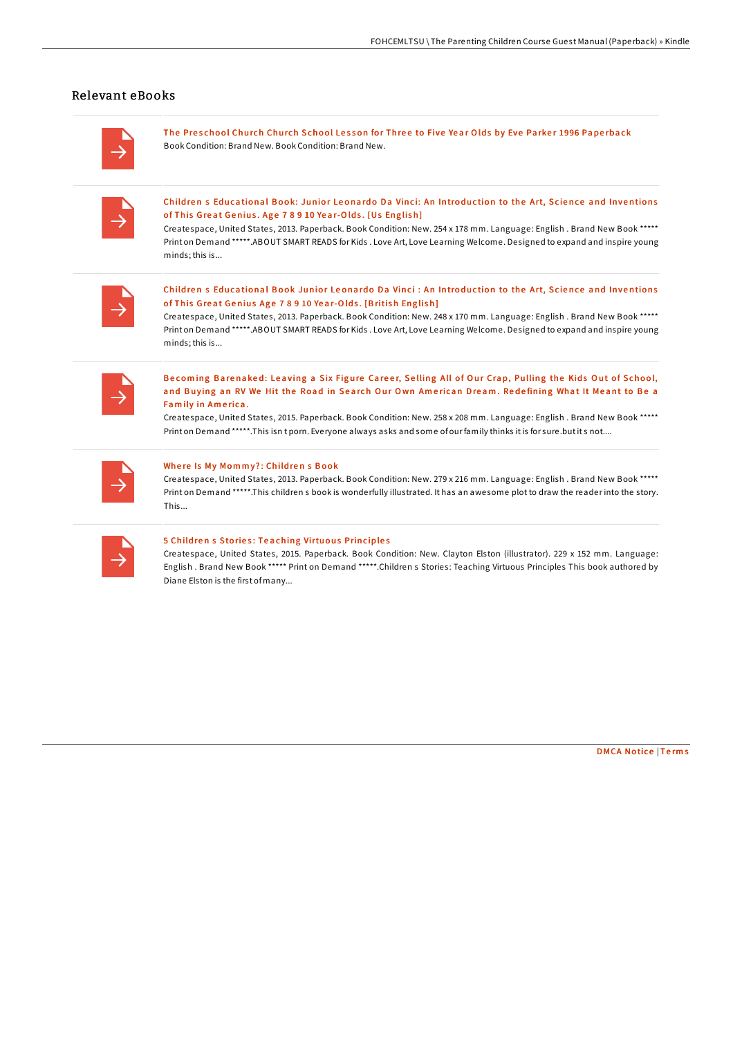## Relevant eBooks

**The Preschool Church Church School Lesson for Three to Five Year Olds by Eve Parker 1996 Paperback**
Book Condition: Brand New. Book Condition: Brand New.

**Children s Educational Book: Junior Leonardo Da Vinci: An Introduction to the Art, Science and Inventions of This Great Genius. Age 7 8 9 10 Year-Olds. [Us English]**
Createspace, United States, 2013. Paperback. Book Condition: New. 254 x 178 mm. Language: English . Brand New Book ***** Print on Demand *****.ABOUT SMART READS for Kids . Love Art, Love Learning Welcome. Designed to expand and inspire young minds; this is...

**Children s Educational Book Junior Leonardo Da Vinci : An Introduction to the Art, Science and Inventions of This Great Genius Age 7 8 9 10 Year-Olds. [British English]**
Createspace, United States, 2013. Paperback. Book Condition: New. 248 x 170 mm. Language: English . Brand New Book ***** Print on Demand *****.ABOUT SMART READS for Kids . Love Art, Love Learning Welcome. Designed to expand and inspire young minds; this is...

**Becoming Barenaked: Leaving a Six Figure Career, Selling All of Our Crap, Pulling the Kids Out of School, and Buying an RV We Hit the Road in Search Our Own American Dream. Redefining What It Meant to Be a Family in America.**
Createspace, United States, 2015. Paperback. Book Condition: New. 258 x 208 mm. Language: English . Brand New Book ***** Print on Demand *****.This isn t porn. Everyone always asks and some of our family thinks it is for sure.but it s not....

**Where Is My Mommy?: Children s Book**
Createspace, United States, 2013. Paperback. Book Condition: New. 279 x 216 mm. Language: English . Brand New Book ***** Print on Demand *****.This children s book is wonderfully illustrated. It has an awesome plot to draw the reader into the story. This...

**5 Children s Stories: Teaching Virtuous Principles**
Createspace, United States, 2015. Paperback. Book Condition: New. Clayton Elston (illustrator). 229 x 152 mm. Language: English . Brand New Book ***** Print on Demand *****.Children s Stories: Teaching Virtuous Principles This book authored by Diane Elston is the first of many...